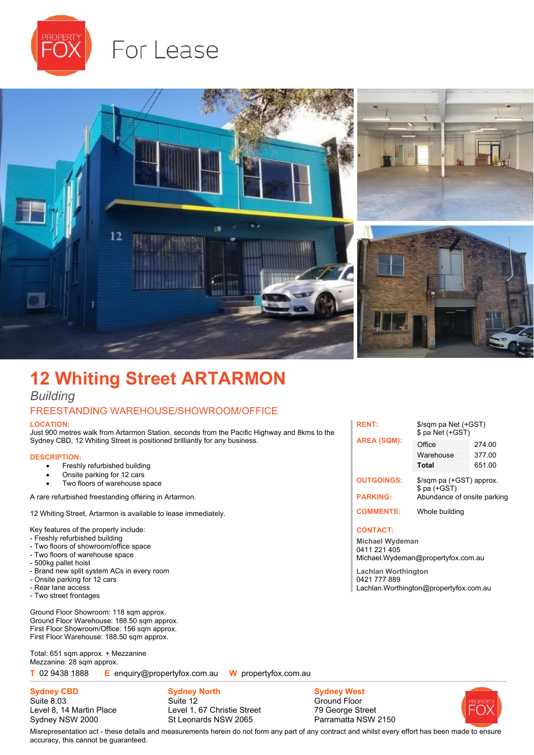# For Lease

## 12 Whiting Street ARTARMON

*Building*

### FREESTANDING WAREHOUSE/SHOWROOM/OFFICE

**LOCATION:**

Just 900 metres walk from Artarmon Station, seconds from the Pacific Highway and 8kms to the Sydney CBD, 12 Whiting Street is positioned brilliantly for any business.

**DESCRIPTION:**

- Freshly refurbished building
- Onsite parking for 12 cars
- Two floors of warehouse space

A rare refurbished freestanding offering in Artarmon.

12 Whiting Street, Artarmon is available to lease immediately.

Key features of the property include:
- Freshly refurbished building
- Two floors of showroom/office space
- Two floors of warehouse space
- 500kg pallet hoist
- Brand new split system ACs in every room
- Onsite parking for 12 cars
- Rear lane access
- Two street frontages

Ground Floor Showroom: 118 sqm approx.
Ground Floor Warehouse: 188.50 sqm approx.
First Floor Showroom/Office: 156 sqm approx.
First Floor Warehouse: 188.50 sqm approx.

Total: 651 sqm approx. + Mezzanine
Mezzanine: 28 sqm approx.

**RENT:** $/sqm pa Net (+GST)
$ pa Net (+GST)

**AREA (SQM):**

| | |
|---|---|
| Office | 274.00 |
| Warehouse | 377.00 |
| **Total** | 651.00 |

**OUTGOINGS:** $/sqm pa (+GST) approx.
$ pa (+GST)

**PARKING:** Abundance of onsite parking

**COMMENTS:** Whole building

**CONTACT:**

**Michael Wydeman**
0411 221 405
Michael.Wydeman@propertyfox.com.au

**Lachlan Worthington**
0421 777 889
Lachlan.Worthington@propertyfox.com.au

**T** 02 9438 1888 **E** enquiry@propertyfox.com.au **W** propertyfox.com.au

**Sydney CBD**
Suite 8.03
Level 8, 14 Martin Place
Sydney NSW 2000

**Sydney North**
Suite 12
Level 1, 67 Christie Street
St Leonards NSW 2065

**Sydney West**
Ground Floor
79 George Street
Parramatta NSW 2150

Misrepresentation act - these details and measurements herein do not form any part of any contract and whilst every effort has been made to ensure accuracy, this cannot be guaranteed.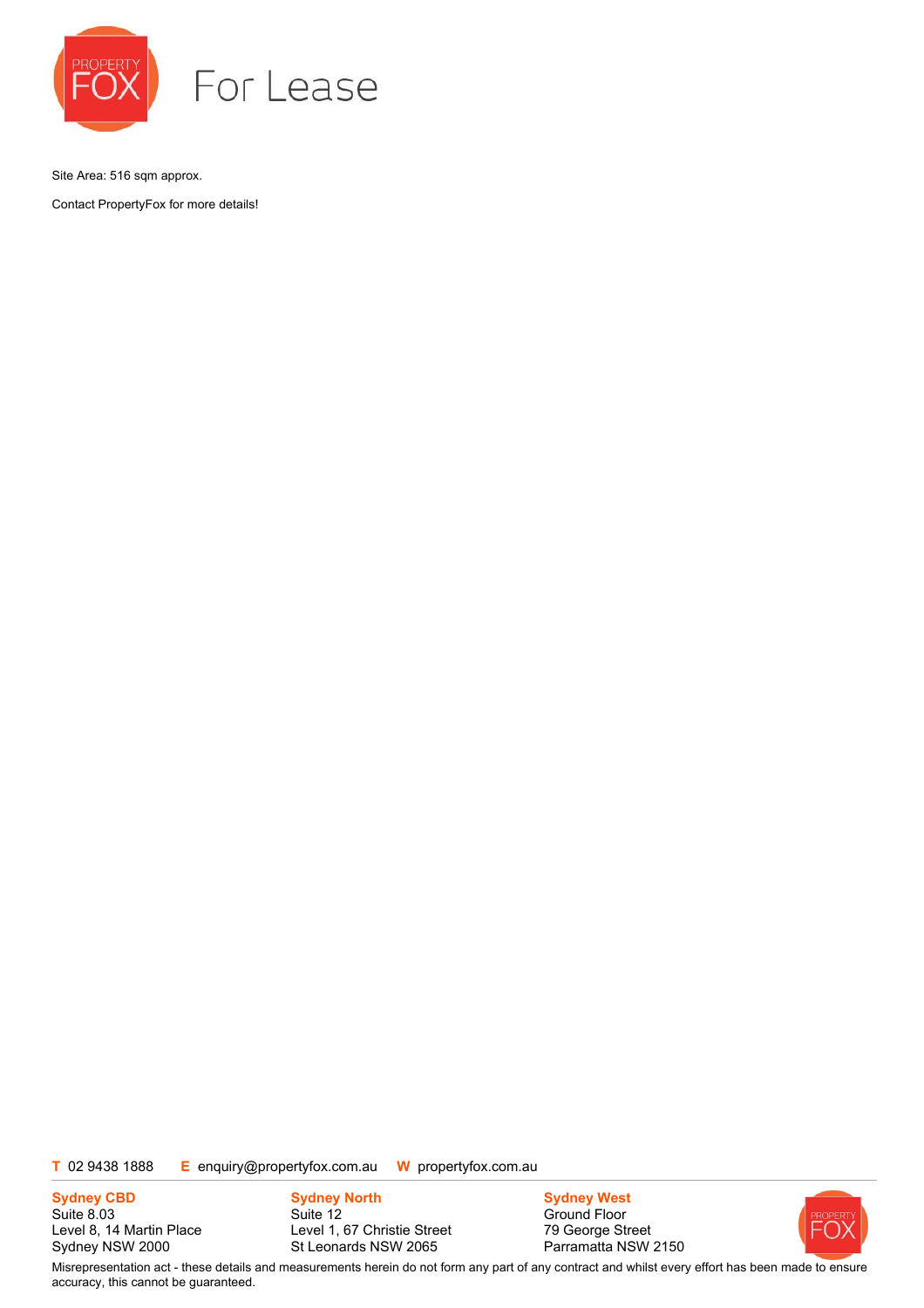# For Lease

Site Area: 516 sqm approx.

Contact PropertyFox for more details!

**T** 02 9438 1888 **E** enquiry@propertyfox.com.au **W** propertyfox.com.au

**Sydney CBD**
Suite 8.03
Level 8, 14 Martin Place
Sydney NSW 2000

**Sydney North**
Suite 12
Level 1, 67 Christie Street
St Leonards NSW 2065

**Sydney West**
Ground Floor
79 George Street
Parramatta NSW 2150

Misrepresentation act - these details and measurements herein do not form any part of any contract and whilst every effort has been made to ensure accuracy, this cannot be guaranteed.